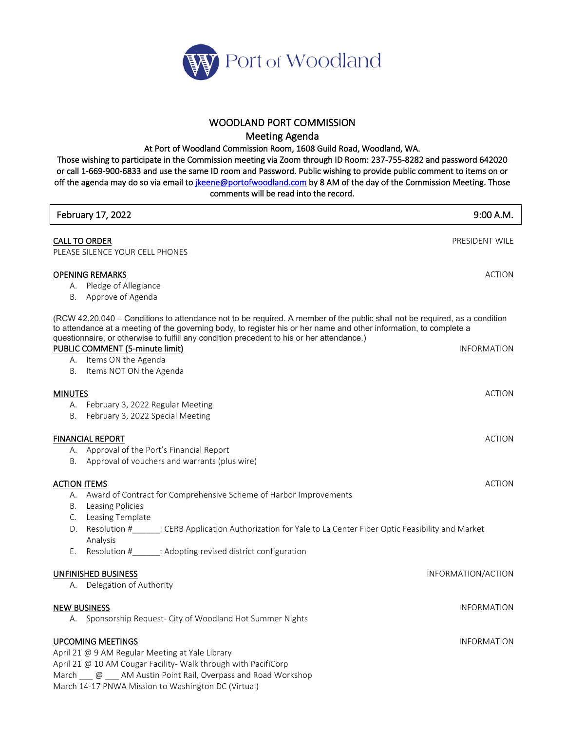Port of Woodland

# WOODLAND PORT COMMISSION

## Meeting Agenda

At Port of Woodland Commission Room, 1608 Guild Road, Woodland, WA.

Those wishing to participate in the Commission meeting via Zoom through ID Room: 237-755-8282 and password 642020 or call 1-669-900-6833 and use the same ID room and Password. Public wishing to provide public comment to items on or off the agenda may do so via email to jkeene@portofwoodland.com by 8 AM of the day of the Commission Meeting. Those comments will be read into the record.

| February 17, 2022 | 9:00 A.M. |
|---|---|

**CALL TO ORDER** — PRESIDENT WILE

PLEASE SILENCE YOUR CELL PHONES

**OPENING REMARKS** — ACTION

A. Pledge of Allegiance
B. Approve of Agenda

(RCW 42.20.040 – Conditions to attendance not to be required. A member of the public shall not be required, as a condition to attendance at a meeting of the governing body, to register his or her name and other information, to complete a questionnaire, or otherwise to fulfill any condition precedent to his or her attendance.)

**PUBLIC COMMENT (5-minute limit)** — INFORMATION

A. Items ON the Agenda
B. Items NOT ON the Agenda

**MINUTES** — ACTION

A. February 3, 2022 Regular Meeting
B. February 3, 2022 Special Meeting

**FINANCIAL REPORT** — ACTION

A. Approval of the Port's Financial Report
B. Approval of vouchers and warrants (plus wire)

**ACTION ITEMS** — ACTION

A. Award of Contract for Comprehensive Scheme of Harbor Improvements
B. Leasing Policies
C. Leasing Template
D. Resolution #______: CERB Application Authorization for Yale to La Center Fiber Optic Feasibility and Market Analysis
E. Resolution #______: Adopting revised district configuration

**UNFINISHED BUSINESS** — INFORMATION/ACTION

A. Delegation of Authority

**NEW BUSINESS** — INFORMATION

A. Sponsorship Request- City of Woodland Hot Summer Nights

**UPCOMING MEETINGS** — INFORMATION

April 21 @ 9 AM Regular Meeting at Yale Library
April 21 @ 10 AM Cougar Facility- Walk through with PacifiCorp
March ___ @ ___ AM Austin Point Rail, Overpass and Road Workshop
March 14-17 PNWA Mission to Washington DC (Virtual)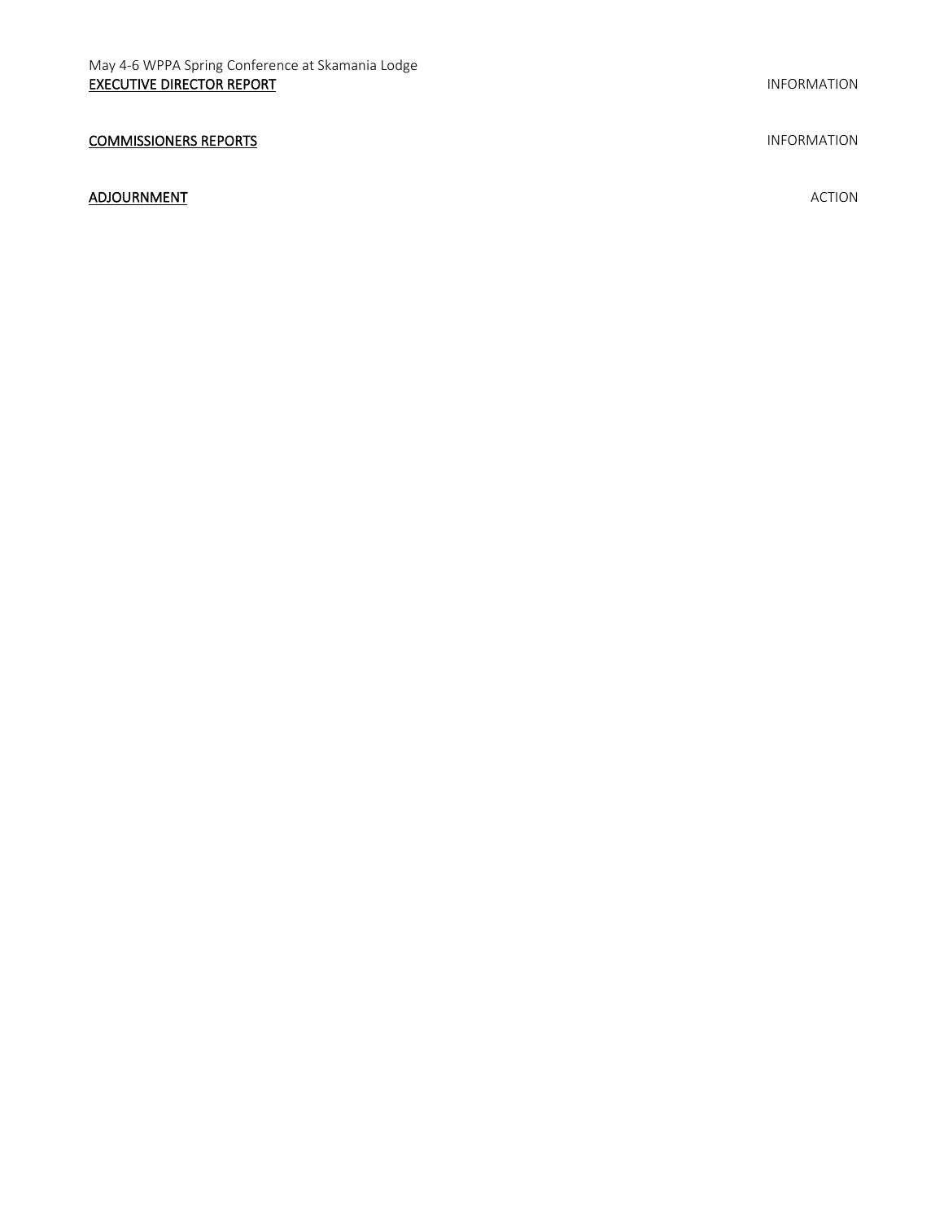May 4-6 WPPA Spring Conference at Skamania Lodge

**EXECUTIVE DIRECTOR REPORT** INFORMATION

**COMMISSIONERS REPORTS** INFORMATION

**ADJOURNMENT** ACTION